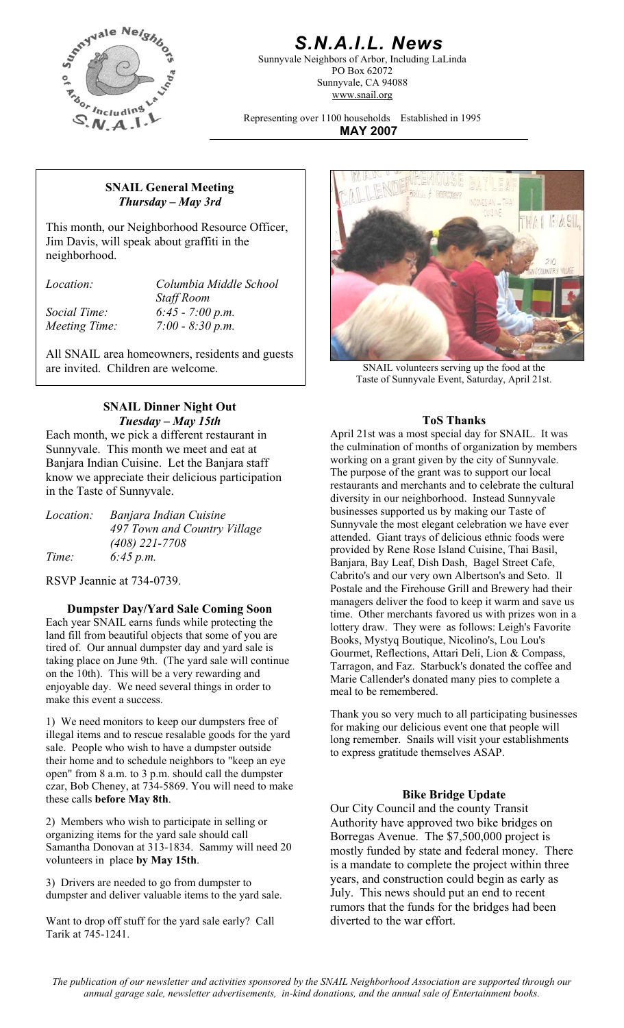# S.N.A.I.L. News

Sunnyvale Neighbors of Arbor, Including LaLinda
PO Box 62072
Sunnyvale, CA 94088
www.snail.org

Representing over 1100 households Established in 1995

**MAY 2007**

## SNAIL General Meeting

***Thursday – May 3rd***

This month, our Neighborhood Resource Officer, Jim Davis, will speak about graffiti in the neighborhood.

*Location:* *Columbia Middle School Staff Room*
*Social Time:* *6:45 - 7:00 p.m.*
*Meeting Time:* *7:00 - 8:30 p.m.*

All SNAIL area homeowners, residents and guests are invited. Children are welcome.

SNAIL volunteers serving up the food at the Taste of Sunnyvale Event, Saturday, April 21st.

## SNAIL Dinner Night Out

***Tuesday – May 15th***

Each month, we pick a different restaurant in Sunnyvale. This month we meet and eat at Banjara Indian Cuisine. Let the Banjara staff know we appreciate their delicious participation in the Taste of Sunnyvale.

*Location:* *Banjara Indian Cuisine*
*497 Town and Country Village*
*(408) 221-7708*
*Time:* *6:45 p.m.*

RSVP Jeannie at 734-0739.

## Dumpster Day/Yard Sale Coming Soon

Each year SNAIL earns funds while protecting the land fill from beautiful objects that some of you are tired of. Our annual dumpster day and yard sale is taking place on June 9th. (The yard sale will continue on the 10th). This will be a very rewarding and enjoyable day. We need several things in order to make this event a success.

1) We need monitors to keep our dumpsters free of illegal items and to rescue resalable goods for the yard sale. People who wish to have a dumpster outside their home and to schedule neighbors to "keep an eye open" from 8 a.m. to 3 p.m. should call the dumpster czar, Bob Cheney, at 734-5869. You will need to make these calls **before May 8th**.

2) Members who wish to participate in selling or organizing items for the yard sale should call Samantha Donovan at 313-1834. Sammy will need 20 volunteers in place **by May 15th**.

3) Drivers are needed to go from dumpster to dumpster and deliver valuable items to the yard sale.

Want to drop off stuff for the yard sale early? Call Tarik at 745-1241.

## ToS Thanks

April 21st was a most special day for SNAIL. It was the culmination of months of organization by members working on a grant given by the city of Sunnyvale. The purpose of the grant was to support our local restaurants and merchants and to celebrate the cultural diversity in our neighborhood. Instead Sunnyvale businesses supported us by making our Taste of Sunnyvale the most elegant celebration we have ever attended. Giant trays of delicious ethnic foods were provided by Rene Rose Island Cuisine, Thai Basil, Banjara, Bay Leaf, Dish Dash, Bagel Street Cafe, Cabrito's and our very own Albertson's and Seto. Il Postale and the Firehouse Grill and Brewery had their managers deliver the food to keep it warm and save us time. Other merchants favored us with prizes won in a lottery draw. They were as follows: Leigh's Favorite Books, Mystyq Boutique, Nicolino's, Lou Lou's Gourmet, Reflections, Attari Deli, Lion & Compass, Tarragon, and Faz. Starbuck's donated the coffee and Marie Callender's donated many pies to complete a meal to be remembered.

Thank you so very much to all participating businesses for making our delicious event one that people will long remember. Snails will visit your establishments to express gratitude themselves ASAP.

## Bike Bridge Update

Our City Council and the county Transit Authority have approved two bike bridges on Borregas Avenue. The $7,500,000 project is mostly funded by state and federal money. There is a mandate to complete the project within three years, and construction could begin as early as July. This news should put an end to recent rumors that the funds for the bridges had been diverted to the war effort.

*The publication of our newsletter and activities sponsored by the SNAIL Neighborhood Association are supported through our annual garage sale, newsletter advertisements, in-kind donations, and the annual sale of Entertainment books.*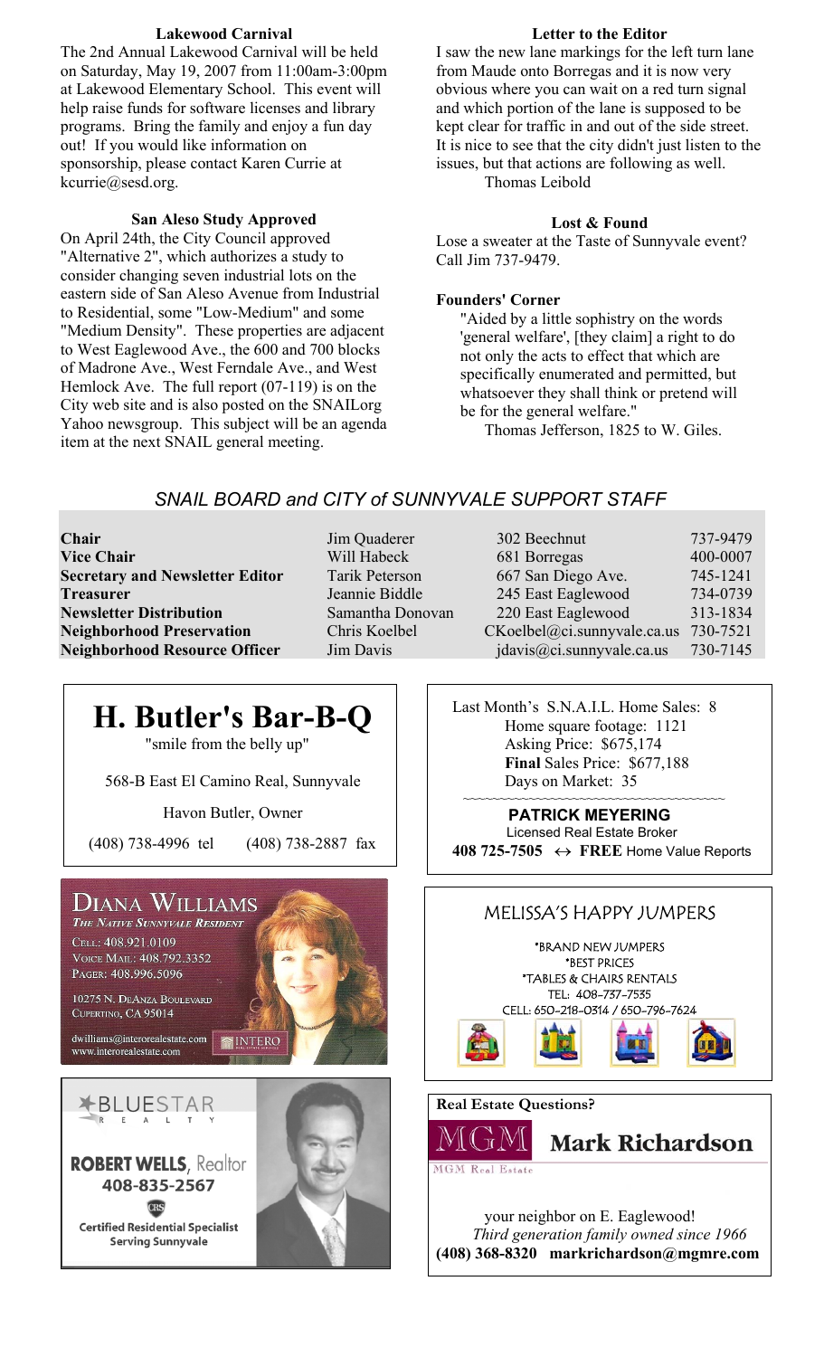### Lakewood Carnival

The 2nd Annual Lakewood Carnival will be held on Saturday, May 19, 2007 from 11:00am-3:00pm at Lakewood Elementary School. This event will help raise funds for software licenses and library programs. Bring the family and enjoy a fun day out! If you would like information on sponsorship, please contact Karen Currie at kcurrie@sesd.org.

### San Aleso Study Approved

On April 24th, the City Council approved "Alternative 2", which authorizes a study to consider changing seven industrial lots on the eastern side of San Aleso Avenue from Industrial to Residential, some "Low-Medium" and some "Medium Density". These properties are adjacent to West Eaglewood Ave., the 600 and 700 blocks of Madrone Ave., West Ferndale Ave., and West Hemlock Ave. The full report (07-119) is on the City web site and is also posted on the SNAILorg Yahoo newsgroup. This subject will be an agenda item at the next SNAIL general meeting.

### Letter to the Editor

I saw the new lane markings for the left turn lane from Maude onto Borregas and it is now very obvious where you can wait on a red turn signal and which portion of the lane is supposed to be kept clear for traffic in and out of the side street. It is nice to see that the city didn't just listen to the issues, but that actions are following as well.

Thomas Leibold

### Lost & Found

Lose a sweater at the Taste of Sunnyvale event? Call Jim 737-9479.

### Founders' Corner

"Aided by a little sophistry on the words 'general welfare', [they claim] a right to do not only the acts to effect that which are specifically enumerated and permitted, but whatsoever they shall think or pretend will be for the general welfare."

Thomas Jefferson, 1825 to W. Giles.

## *SNAIL BOARD and CITY of SUNNYVALE SUPPORT STAFF*

| | | | |
|---|---|---|---|
| **Chair** | Jim Quaderer | 302 Beechnut | 737-9479 |
| **Vice Chair** | Will Habeck | 681 Borregas | 400-0007 |
| **Secretary and Newsletter Editor** | Tarik Peterson | 667 San Diego Ave. | 745-1241 |
| **Treasurer** | Jeannie Biddle | 245 East Eaglewood | 734-0739 |
| **Newsletter Distribution** | Samantha Donovan | 220 East Eaglewood | 313-1834 |
| **Neighborhood Preservation** | Chris Koelbel | CKoelbel@ci.sunnyvale.ca.us | 730-7521 |
| **Neighborhood Resource Officer** | Jim Davis | jdavis@ci.sunnyvale.ca.us | 730-7145 |

# H. Butler's Bar-B-Q

"smile from the belly up"

568-B East El Camino Real, Sunnyvale

Havon Butler, Owner

(408) 738-4996 tel (408) 738-2887 fax

Last Month's S.N.A.I.L. Home Sales: 8
Home square footage: 1121
Asking Price: $675,174
**Final** Sales Price: $677,188
Days on Market: 35

**PATRICK MEYERING**
Licensed Real Estate Broker
**408 725-7505** ↔ **FREE** Home Value Reports

DIANA WILLIAMS
*THE NATIVE SUNNYVALE RESIDENT*
CELL: 408.921.0109
VOICE MAIL: 408.792.3352
PAGER: 408.996.5096
10275 N. DEANZA BOULEVARD
CUPERTINO, CA 95014
dwilliams@interorealestate.com
www.interorealestate.com
INTERO

MELISSA'S HAPPY JUMPERS
\*BRAND NEW JUMPERS
\*BEST PRICES
\*TABLES & CHAIRS RENTALS
TEL: 408-737-7535
CELL: 650-218-0314 / 650-796-7624

BLUESTAR REALTY
**ROBERT WELLS**, Realtor
**408-835-2567**
CRS
**Certified Residential Specialist**
**Serving Sunnyvale**

**Real Estate Questions?**

MGM **Mark Richardson**
MGM Real Estate

your neighbor on E. Eaglewood!
*Third generation family owned since 1966*
**(408) 368-8320 markrichardson@mgmre.com**